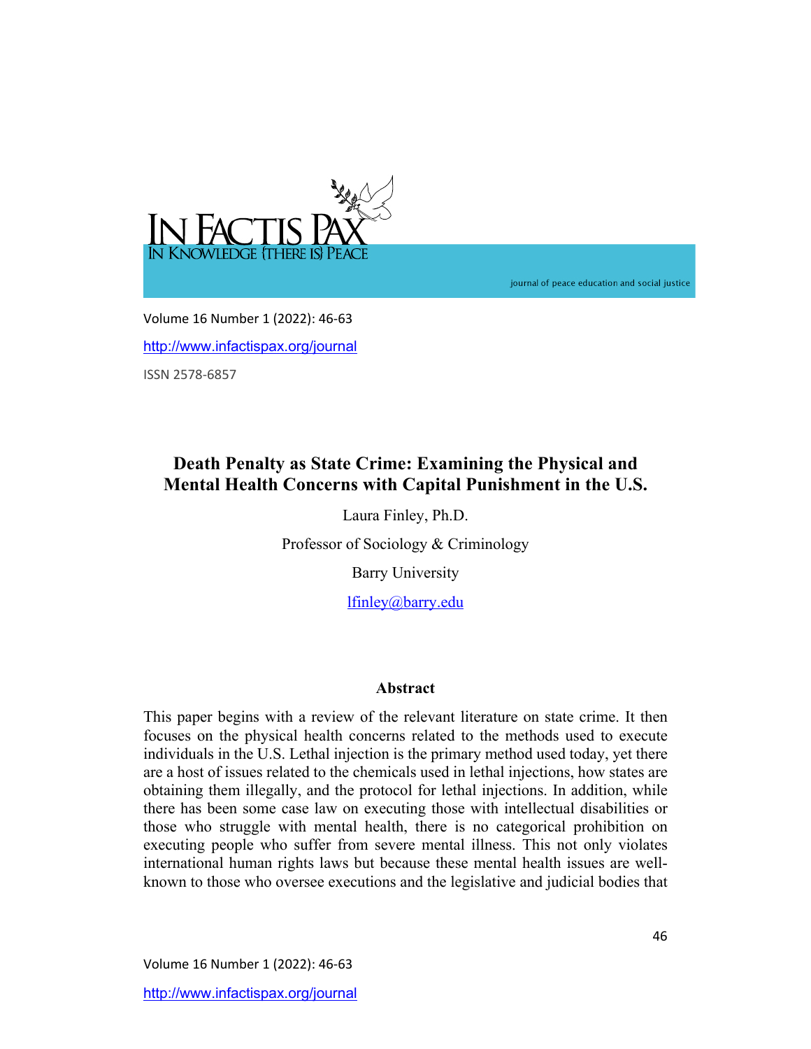# Death Penalty as State Crime: Examining the Physical and Mental Health Concerns with Capital Punishment in the U.S.

Laura Finley, Ph.D.

Professor of Sociology & Criminology

Barry University

lfinley@barry.edu

## Abstract

This paper begins with a review of the relevant literature on state crime. It then focuses on the physical health concerns related to the methods used to execute individuals in the U.S. Lethal injection is the primary method used today, yet there are a host of issues related to the chemicals used in lethal injections, how states are obtaining them illegally, and the protocol for lethal injections. In addition, while there has been some case law on executing those with intellectual disabilities or those who struggle with mental health, there is no categorical prohibition on executing people who suffer from severe mental illness. This not only violates international human rights laws but because these mental health issues are well-known to those who oversee executions and the legislative and judicial bodies that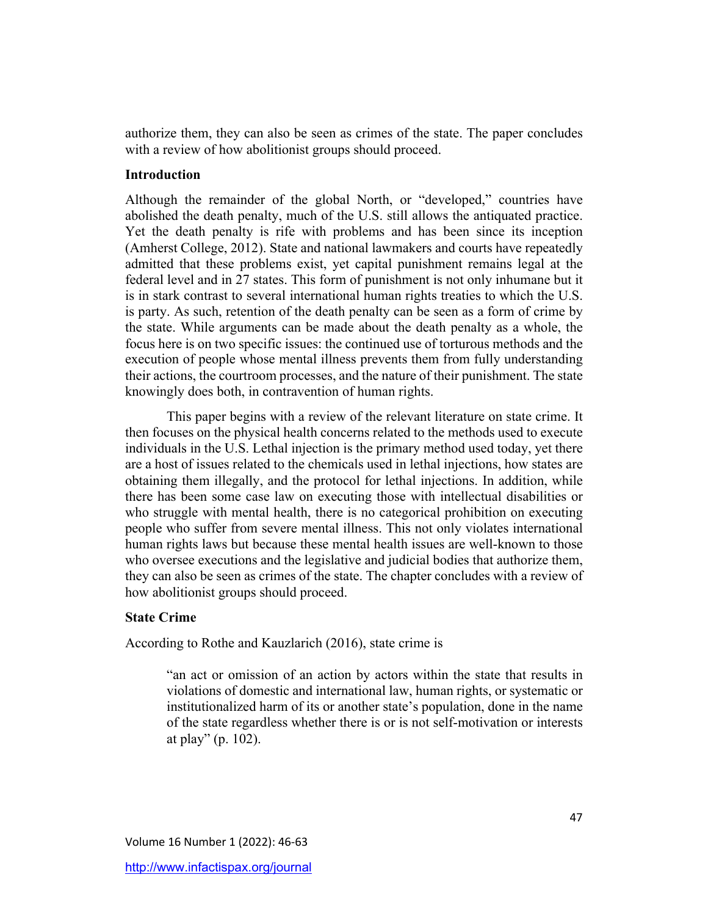authorize them, they can also be seen as crimes of the state. The paper concludes with a review of how abolitionist groups should proceed.

## Introduction

Although the remainder of the global North, or "developed," countries have abolished the death penalty, much of the U.S. still allows the antiquated practice. Yet the death penalty is rife with problems and has been since its inception (Amherst College, 2012). State and national lawmakers and courts have repeatedly admitted that these problems exist, yet capital punishment remains legal at the federal level and in 27 states. This form of punishment is not only inhumane but it is in stark contrast to several international human rights treaties to which the U.S. is party. As such, retention of the death penalty can be seen as a form of crime by the state. While arguments can be made about the death penalty as a whole, the focus here is on two specific issues: the continued use of torturous methods and the execution of people whose mental illness prevents them from fully understanding their actions, the courtroom processes, and the nature of their punishment. The state knowingly does both, in contravention of human rights.

This paper begins with a review of the relevant literature on state crime. It then focuses on the physical health concerns related to the methods used to execute individuals in the U.S. Lethal injection is the primary method used today, yet there are a host of issues related to the chemicals used in lethal injections, how states are obtaining them illegally, and the protocol for lethal injections. In addition, while there has been some case law on executing those with intellectual disabilities or who struggle with mental health, there is no categorical prohibition on executing people who suffer from severe mental illness. This not only violates international human rights laws but because these mental health issues are well-known to those who oversee executions and the legislative and judicial bodies that authorize them, they can also be seen as crimes of the state. The chapter concludes with a review of how abolitionist groups should proceed.

## State Crime

According to Rothe and Kauzlarich (2016), state crime is

> "an act or omission of an action by actors within the state that results in violations of domestic and international law, human rights, or systematic or institutionalized harm of its or another state's population, done in the name of the state regardless whether there is or is not self-motivation or interests at play" (p. 102).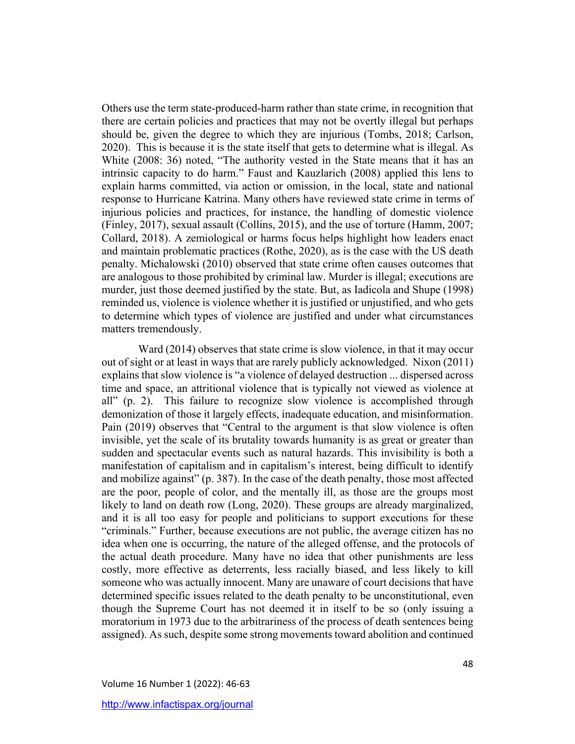Others use the term state-produced-harm rather than state crime, in recognition that there are certain policies and practices that may not be overtly illegal but perhaps should be, given the degree to which they are injurious (Tombs, 2018; Carlson, 2020). This is because it is the state itself that gets to determine what is illegal. As White (2008: 36) noted, "The authority vested in the State means that it has an intrinsic capacity to do harm." Faust and Kauzlarich (2008) applied this lens to explain harms committed, via action or omission, in the local, state and national response to Hurricane Katrina. Many others have reviewed state crime in terms of injurious policies and practices, for instance, the handling of domestic violence (Finley, 2017), sexual assault (Collins, 2015), and the use of torture (Hamm, 2007; Collard, 2018). A zemiological or harms focus helps highlight how leaders enact and maintain problematic practices (Rothe, 2020), as is the case with the US death penalty. Michalowski (2010) observed that state crime often causes outcomes that are analogous to those prohibited by criminal law. Murder is illegal; executions are murder, just those deemed justified by the state. But, as Iadicola and Shupe (1998) reminded us, violence is violence whether it is justified or unjustified, and who gets to determine which types of violence are justified and under what circumstances matters tremendously.

Ward (2014) observes that state crime is slow violence, in that it may occur out of sight or at least in ways that are rarely publicly acknowledged. Nixon (2011) explains that slow violence is "a violence of delayed destruction ... dispersed across time and space, an attritional violence that is typically not viewed as violence at all" (p. 2). This failure to recognize slow violence is accomplished through demonization of those it largely effects, inadequate education, and misinformation. Pain (2019) observes that "Central to the argument is that slow violence is often invisible, yet the scale of its brutality towards humanity is as great or greater than sudden and spectacular events such as natural hazards. This invisibility is both a manifestation of capitalism and in capitalism's interest, being difficult to identify and mobilize against" (p. 387). In the case of the death penalty, those most affected are the poor, people of color, and the mentally ill, as those are the groups most likely to land on death row (Long, 2020). These groups are already marginalized, and it is all too easy for people and politicians to support executions for these "criminals." Further, because executions are not public, the average citizen has no idea when one is occurring, the nature of the alleged offense, and the protocols of the actual death procedure. Many have no idea that other punishments are less costly, more effective as deterrents, less racially biased, and less likely to kill someone who was actually innocent. Many are unaware of court decisions that have determined specific issues related to the death penalty to be unconstitutional, even though the Supreme Court has not deemed it in itself to be so (only issuing a moratorium in 1973 due to the arbitrariness of the process of death sentences being assigned). As such, despite some strong movements toward abolition and continued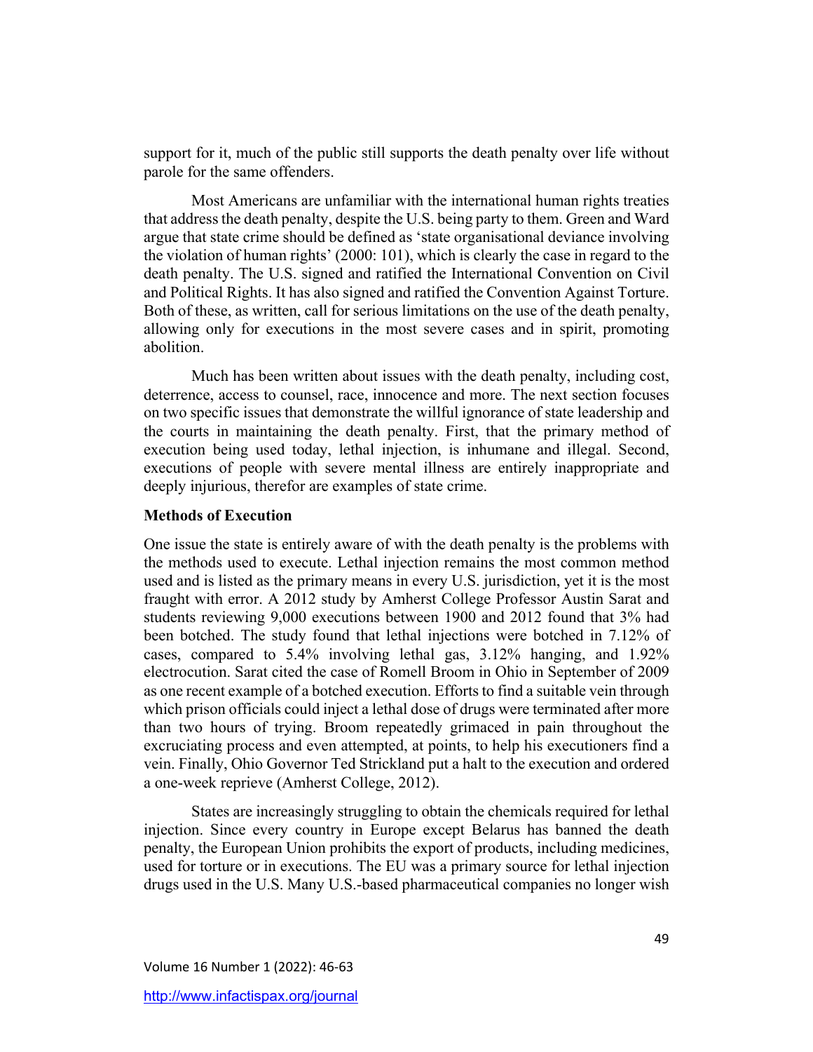support for it, much of the public still supports the death penalty over life without parole for the same offenders.

Most Americans are unfamiliar with the international human rights treaties that address the death penalty, despite the U.S. being party to them. Green and Ward argue that state crime should be defined as 'state organisational deviance involving the violation of human rights' (2000: 101), which is clearly the case in regard to the death penalty. The U.S. signed and ratified the International Convention on Civil and Political Rights. It has also signed and ratified the Convention Against Torture. Both of these, as written, call for serious limitations on the use of the death penalty, allowing only for executions in the most severe cases and in spirit, promoting abolition.

Much has been written about issues with the death penalty, including cost, deterrence, access to counsel, race, innocence and more. The next section focuses on two specific issues that demonstrate the willful ignorance of state leadership and the courts in maintaining the death penalty. First, that the primary method of execution being used today, lethal injection, is inhumane and illegal. Second, executions of people with severe mental illness are entirely inappropriate and deeply injurious, therefor are examples of state crime.

**Methods of Execution**

One issue the state is entirely aware of with the death penalty is the problems with the methods used to execute. Lethal injection remains the most common method used and is listed as the primary means in every U.S. jurisdiction, yet it is the most fraught with error. A 2012 study by Amherst College Professor Austin Sarat and students reviewing 9,000 executions between 1900 and 2012 found that 3% had been botched. The study found that lethal injections were botched in 7.12% of cases, compared to 5.4% involving lethal gas, 3.12% hanging, and 1.92% electrocution. Sarat cited the case of Romell Broom in Ohio in September of 2009 as one recent example of a botched execution. Efforts to find a suitable vein through which prison officials could inject a lethal dose of drugs were terminated after more than two hours of trying. Broom repeatedly grimaced in pain throughout the excruciating process and even attempted, at points, to help his executioners find a vein. Finally, Ohio Governor Ted Strickland put a halt to the execution and ordered a one-week reprieve (Amherst College, 2012).

States are increasingly struggling to obtain the chemicals required for lethal injection. Since every country in Europe except Belarus has banned the death penalty, the European Union prohibits the export of products, including medicines, used for torture or in executions. The EU was a primary source for lethal injection drugs used in the U.S. Many U.S.-based pharmaceutical companies no longer wish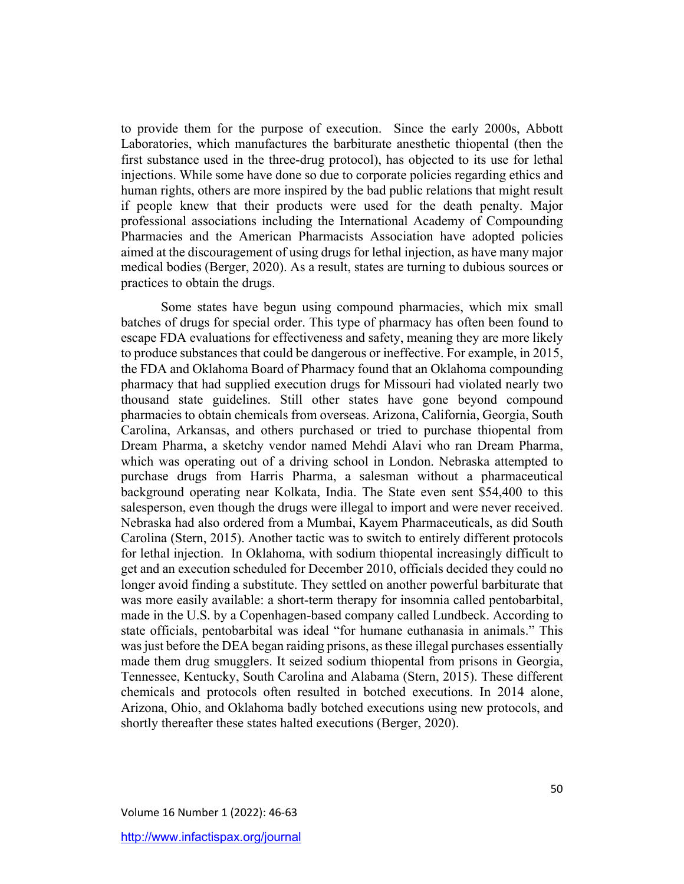to provide them for the purpose of execution. Since the early 2000s, Abbott Laboratories, which manufactures the barbiturate anesthetic thiopental (then the first substance used in the three-drug protocol), has objected to its use for lethal injections. While some have done so due to corporate policies regarding ethics and human rights, others are more inspired by the bad public relations that might result if people knew that their products were used for the death penalty. Major professional associations including the International Academy of Compounding Pharmacies and the American Pharmacists Association have adopted policies aimed at the discouragement of using drugs for lethal injection, as have many major medical bodies (Berger, 2020). As a result, states are turning to dubious sources or practices to obtain the drugs.

Some states have begun using compound pharmacies, which mix small batches of drugs for special order. This type of pharmacy has often been found to escape FDA evaluations for effectiveness and safety, meaning they are more likely to produce substances that could be dangerous or ineffective. For example, in 2015, the FDA and Oklahoma Board of Pharmacy found that an Oklahoma compounding pharmacy that had supplied execution drugs for Missouri had violated nearly two thousand state guidelines. Still other states have gone beyond compound pharmacies to obtain chemicals from overseas. Arizona, California, Georgia, South Carolina, Arkansas, and others purchased or tried to purchase thiopental from Dream Pharma, a sketchy vendor named Mehdi Alavi who ran Dream Pharma, which was operating out of a driving school in London. Nebraska attempted to purchase drugs from Harris Pharma, a salesman without a pharmaceutical background operating near Kolkata, India. The State even sent $54,400 to this salesperson, even though the drugs were illegal to import and were never received. Nebraska had also ordered from a Mumbai, Kayem Pharmaceuticals, as did South Carolina (Stern, 2015). Another tactic was to switch to entirely different protocols for lethal injection. In Oklahoma, with sodium thiopental increasingly difficult to get and an execution scheduled for December 2010, officials decided they could no longer avoid finding a substitute. They settled on another powerful barbiturate that was more easily available: a short-term therapy for insomnia called pentobarbital, made in the U.S. by a Copenhagen-based company called Lundbeck. According to state officials, pentobarbital was ideal "for humane euthanasia in animals." This was just before the DEA began raiding prisons, as these illegal purchases essentially made them drug smugglers. It seized sodium thiopental from prisons in Georgia, Tennessee, Kentucky, South Carolina and Alabama (Stern, 2015). These different chemicals and protocols often resulted in botched executions. In 2014 alone, Arizona, Ohio, and Oklahoma badly botched executions using new protocols, and shortly thereafter these states halted executions (Berger, 2020).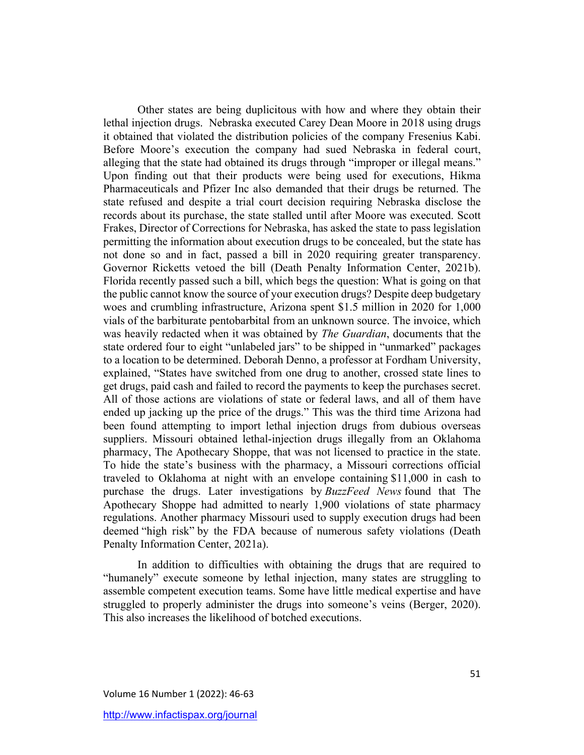Other states are being duplicitous with how and where they obtain their lethal injection drugs. Nebraska executed Carey Dean Moore in 2018 using drugs it obtained that violated the distribution policies of the company Fresenius Kabi. Before Moore's execution the company had sued Nebraska in federal court, alleging that the state had obtained its drugs through "improper or illegal means." Upon finding out that their products were being used for executions, Hikma Pharmaceuticals and Pfizer Inc also demanded that their drugs be returned. The state refused and despite a trial court decision requiring Nebraska disclose the records about its purchase, the state stalled until after Moore was executed. Scott Frakes, Director of Corrections for Nebraska, has asked the state to pass legislation permitting the information about execution drugs to be concealed, but the state has not done so and in fact, passed a bill in 2020 requiring greater transparency. Governor Ricketts vetoed the bill (Death Penalty Information Center, 2021b). Florida recently passed such a bill, which begs the question: What is going on that the public cannot know the source of your execution drugs? Despite deep budgetary woes and crumbling infrastructure, Arizona spent $1.5 million in 2020 for 1,000 vials of the barbiturate pentobarbital from an unknown source. The invoice, which was heavily redacted when it was obtained by *The Guardian*, documents that the state ordered four to eight "unlabeled jars" to be shipped in "unmarked" packages to a location to be determined. Deborah Denno, a professor at Fordham University, explained, "States have switched from one drug to another, crossed state lines to get drugs, paid cash and failed to record the payments to keep the purchases secret. All of those actions are violations of state or federal laws, and all of them have ended up jacking up the price of the drugs." This was the third time Arizona had been found attempting to import lethal injection drugs from dubious overseas suppliers. Missouri obtained lethal-injection drugs illegally from an Oklahoma pharmacy, The Apothecary Shoppe, that was not licensed to practice in the state. To hide the state's business with the pharmacy, a Missouri corrections official traveled to Oklahoma at night with an envelope containing $11,000 in cash to purchase the drugs. Later investigations by *BuzzFeed News* found that The Apothecary Shoppe had admitted to nearly 1,900 violations of state pharmacy regulations. Another pharmacy Missouri used to supply execution drugs had been deemed "high risk" by the FDA because of numerous safety violations (Death Penalty Information Center, 2021a).

In addition to difficulties with obtaining the drugs that are required to "humanely" execute someone by lethal injection, many states are struggling to assemble competent execution teams. Some have little medical expertise and have struggled to properly administer the drugs into someone's veins (Berger, 2020). This also increases the likelihood of botched executions.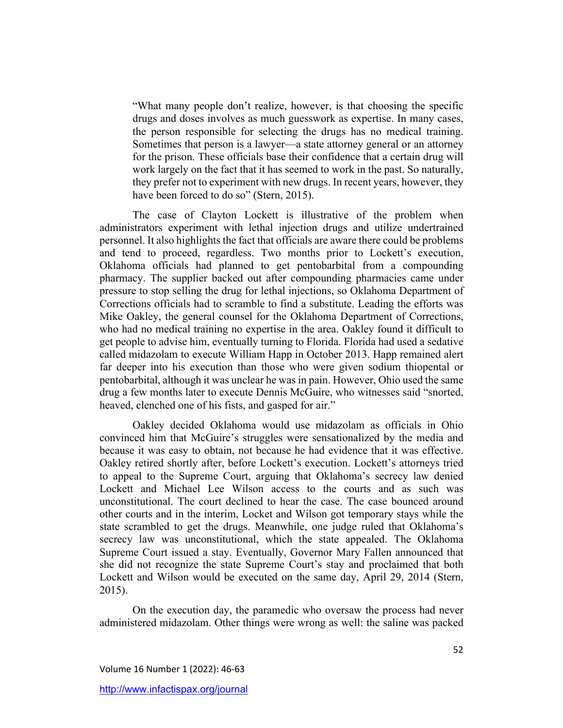> "What many people don't realize, however, is that choosing the specific drugs and doses involves as much guesswork as expertise. In many cases, the person responsible for selecting the drugs has no medical training. Sometimes that person is a lawyer—a state attorney general or an attorney for the prison. These officials base their confidence that a certain drug will work largely on the fact that it has seemed to work in the past. So naturally, they prefer not to experiment with new drugs. In recent years, however, they have been forced to do so" (Stern, 2015).

The case of Clayton Lockett is illustrative of the problem when administrators experiment with lethal injection drugs and utilize undertrained personnel. It also highlights the fact that officials are aware there could be problems and tend to proceed, regardless. Two months prior to Lockett's execution, Oklahoma officials had planned to get pentobarbital from a compounding pharmacy. The supplier backed out after compounding pharmacies came under pressure to stop selling the drug for lethal injections, so Oklahoma Department of Corrections officials had to scramble to find a substitute. Leading the efforts was Mike Oakley, the general counsel for the Oklahoma Department of Corrections, who had no medical training no expertise in the area. Oakley found it difficult to get people to advise him, eventually turning to Florida. Florida had used a sedative called midazolam to execute William Happ in October 2013. Happ remained alert far deeper into his execution than those who were given sodium thiopental or pentobarbital, although it was unclear he was in pain. However, Ohio used the same drug a few months later to execute Dennis McGuire, who witnesses said "snorted, heaved, clenched one of his fists, and gasped for air."

Oakley decided Oklahoma would use midazolam as officials in Ohio convinced him that McGuire's struggles were sensationalized by the media and because it was easy to obtain, not because he had evidence that it was effective. Oakley retired shortly after, before Lockett's execution. Lockett's attorneys tried to appeal to the Supreme Court, arguing that Oklahoma's secrecy law denied Lockett and Michael Lee Wilson access to the courts and as such was unconstitutional. The court declined to hear the case. The case bounced around other courts and in the interim, Locket and Wilson got temporary stays while the state scrambled to get the drugs. Meanwhile, one judge ruled that Oklahoma's secrecy law was unconstitutional, which the state appealed. The Oklahoma Supreme Court issued a stay. Eventually, Governor Mary Fallen announced that she did not recognize the state Supreme Court's stay and proclaimed that both Lockett and Wilson would be executed on the same day, April 29, 2014 (Stern, 2015).

On the execution day, the paramedic who oversaw the process had never administered midazolam. Other things were wrong as well: the saline was packed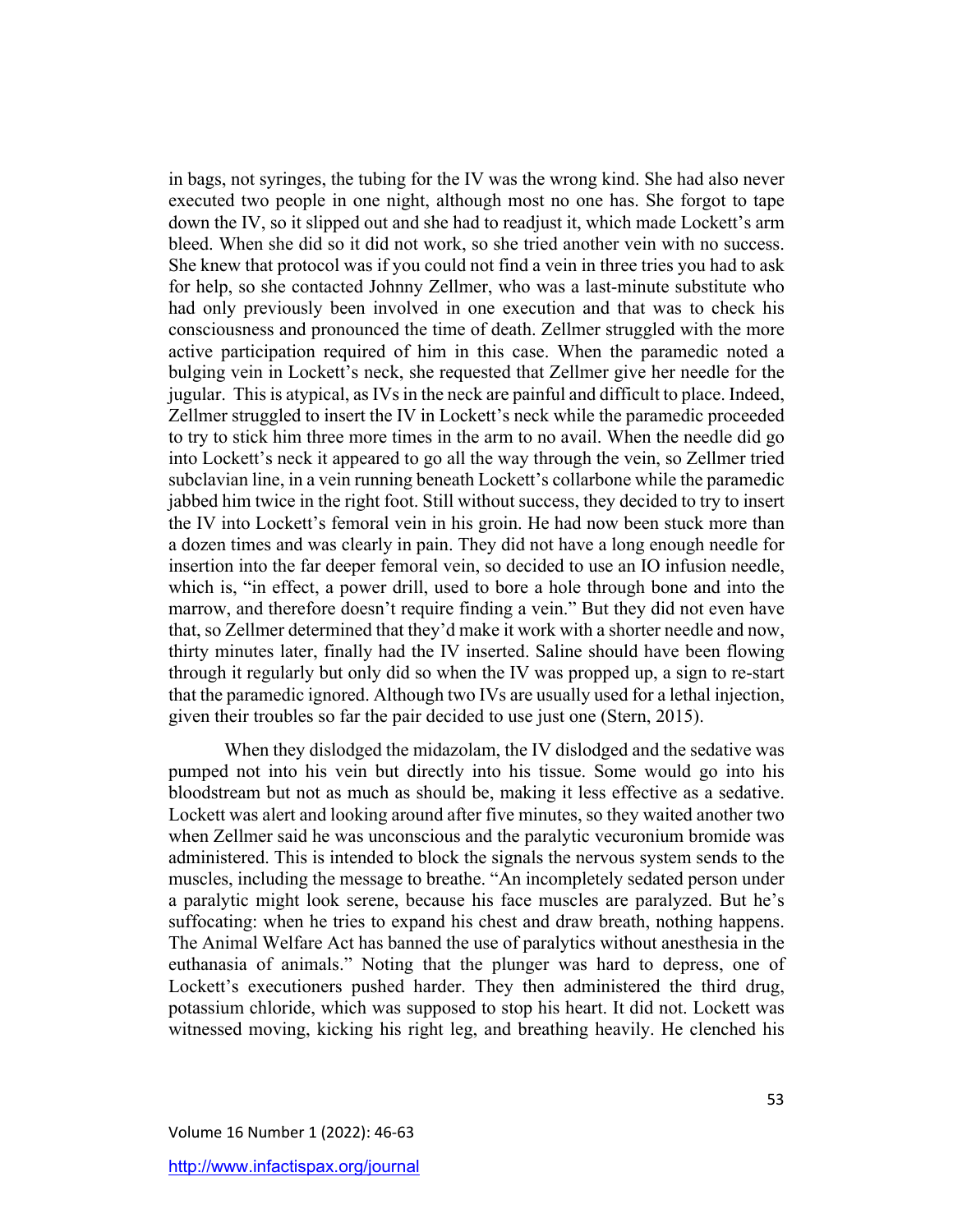in bags, not syringes, the tubing for the IV was the wrong kind. She had also never executed two people in one night, although most no one has. She forgot to tape down the IV, so it slipped out and she had to readjust it, which made Lockett's arm bleed. When she did so it did not work, so she tried another vein with no success. She knew that protocol was if you could not find a vein in three tries you had to ask for help, so she contacted Johnny Zellmer, who was a last-minute substitute who had only previously been involved in one execution and that was to check his consciousness and pronounced the time of death. Zellmer struggled with the more active participation required of him in this case. When the paramedic noted a bulging vein in Lockett's neck, she requested that Zellmer give her needle for the jugular. This is atypical, as IVs in the neck are painful and difficult to place. Indeed, Zellmer struggled to insert the IV in Lockett's neck while the paramedic proceeded to try to stick him three more times in the arm to no avail. When the needle did go into Lockett's neck it appeared to go all the way through the vein, so Zellmer tried subclavian line, in a vein running beneath Lockett's collarbone while the paramedic jabbed him twice in the right foot. Still without success, they decided to try to insert the IV into Lockett's femoral vein in his groin. He had now been stuck more than a dozen times and was clearly in pain. They did not have a long enough needle for insertion into the far deeper femoral vein, so decided to use an IO infusion needle, which is, "in effect, a power drill, used to bore a hole through bone and into the marrow, and therefore doesn't require finding a vein." But they did not even have that, so Zellmer determined that they'd make it work with a shorter needle and now, thirty minutes later, finally had the IV inserted. Saline should have been flowing through it regularly but only did so when the IV was propped up, a sign to re-start that the paramedic ignored. Although two IVs are usually used for a lethal injection, given their troubles so far the pair decided to use just one (Stern, 2015).

When they dislodged the midazolam, the IV dislodged and the sedative was pumped not into his vein but directly into his tissue. Some would go into his bloodstream but not as much as should be, making it less effective as a sedative. Lockett was alert and looking around after five minutes, so they waited another two when Zellmer said he was unconscious and the paralytic vecuronium bromide was administered. This is intended to block the signals the nervous system sends to the muscles, including the message to breathe. "An incompletely sedated person under a paralytic might look serene, because his face muscles are paralyzed. But he's suffocating: when he tries to expand his chest and draw breath, nothing happens. The Animal Welfare Act has banned the use of paralytics without anesthesia in the euthanasia of animals." Noting that the plunger was hard to depress, one of Lockett's executioners pushed harder. They then administered the third drug, potassium chloride, which was supposed to stop his heart. It did not. Lockett was witnessed moving, kicking his right leg, and breathing heavily. He clenched his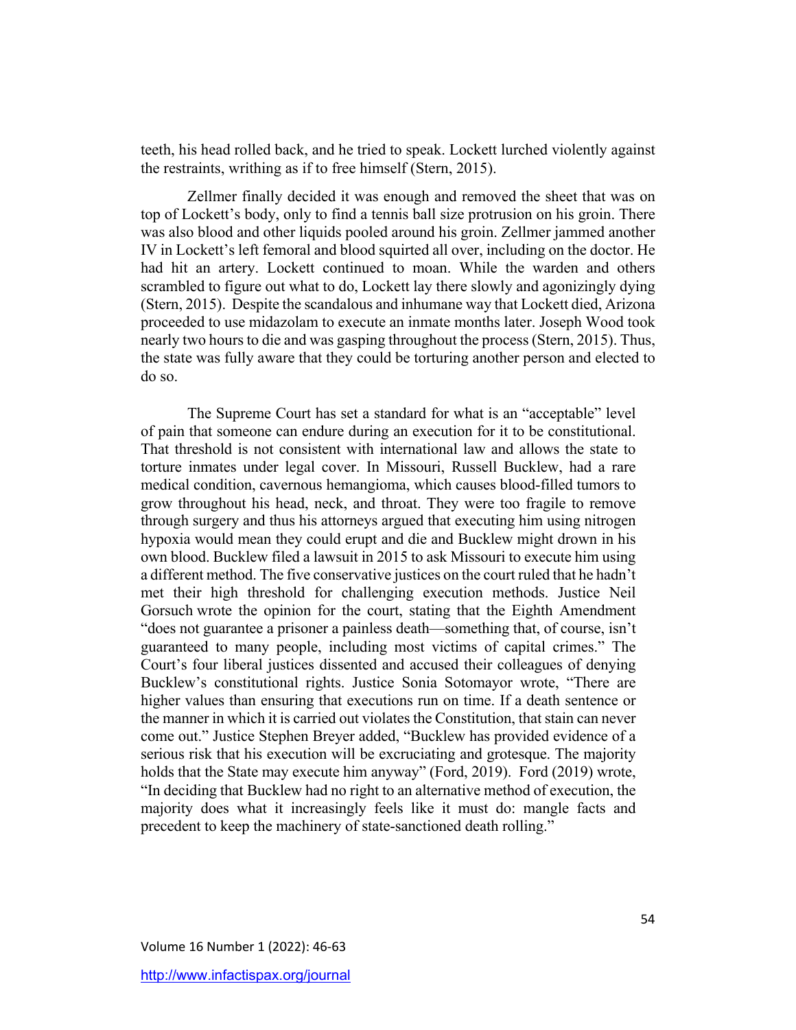teeth, his head rolled back, and he tried to speak. Lockett lurched violently against the restraints, writhing as if to free himself (Stern, 2015).

Zellmer finally decided it was enough and removed the sheet that was on top of Lockett's body, only to find a tennis ball size protrusion on his groin. There was also blood and other liquids pooled around his groin. Zellmer jammed another IV in Lockett's left femoral and blood squirted all over, including on the doctor. He had hit an artery. Lockett continued to moan. While the warden and others scrambled to figure out what to do, Lockett lay there slowly and agonizingly dying (Stern, 2015). Despite the scandalous and inhumane way that Lockett died, Arizona proceeded to use midazolam to execute an inmate months later. Joseph Wood took nearly two hours to die and was gasping throughout the process (Stern, 2015). Thus, the state was fully aware that they could be torturing another person and elected to do so.

The Supreme Court has set a standard for what is an "acceptable" level of pain that someone can endure during an execution for it to be constitutional. That threshold is not consistent with international law and allows the state to torture inmates under legal cover. In Missouri, Russell Bucklew, had a rare medical condition, cavernous hemangioma, which causes blood-filled tumors to grow throughout his head, neck, and throat. They were too fragile to remove through surgery and thus his attorneys argued that executing him using nitrogen hypoxia would mean they could erupt and die and Bucklew might drown in his own blood. Bucklew filed a lawsuit in 2015 to ask Missouri to execute him using a different method. The five conservative justices on the court ruled that he hadn't met their high threshold for challenging execution methods. Justice Neil Gorsuch wrote the opinion for the court, stating that the Eighth Amendment "does not guarantee a prisoner a painless death—something that, of course, isn't guaranteed to many people, including most victims of capital crimes." The Court's four liberal justices dissented and accused their colleagues of denying Bucklew's constitutional rights. Justice Sonia Sotomayor wrote, "There are higher values than ensuring that executions run on time. If a death sentence or the manner in which it is carried out violates the Constitution, that stain can never come out." Justice Stephen Breyer added, "Bucklew has provided evidence of a serious risk that his execution will be excruciating and grotesque. The majority holds that the State may execute him anyway" (Ford, 2019). Ford (2019) wrote, "In deciding that Bucklew had no right to an alternative method of execution, the majority does what it increasingly feels like it must do: mangle facts and precedent to keep the machinery of state-sanctioned death rolling."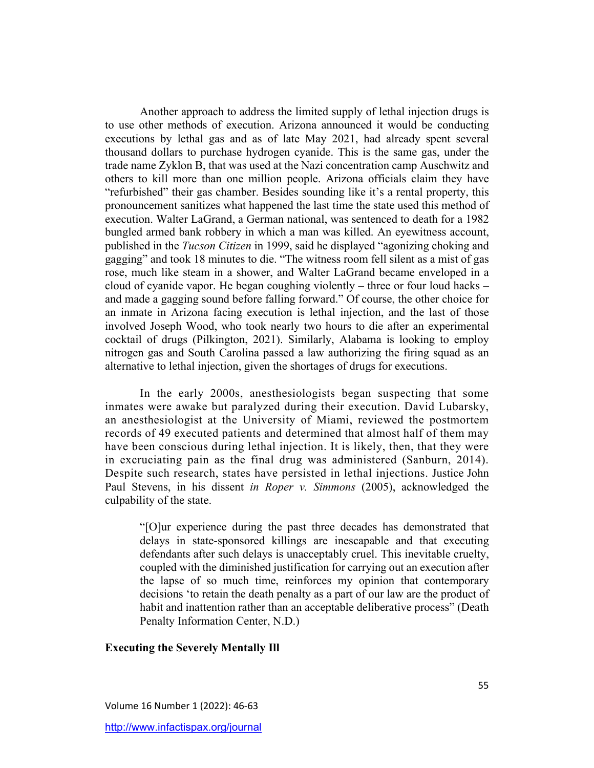Another approach to address the limited supply of lethal injection drugs is to use other methods of execution. Arizona announced it would be conducting executions by lethal gas and as of late May 2021, had already spent several thousand dollars to purchase hydrogen cyanide. This is the same gas, under the trade name Zyklon B, that was used at the Nazi concentration camp Auschwitz and others to kill more than one million people. Arizona officials claim they have "refurbished" their gas chamber. Besides sounding like it's a rental property, this pronouncement sanitizes what happened the last time the state used this method of execution. Walter LaGrand, a German national, was sentenced to death for a 1982 bungled armed bank robbery in which a man was killed. An eyewitness account, published in the *Tucson Citizen* in 1999, said he displayed "agonizing choking and gagging" and took 18 minutes to die. "The witness room fell silent as a mist of gas rose, much like steam in a shower, and Walter LaGrand became enveloped in a cloud of cyanide vapor. He began coughing violently – three or four loud hacks – and made a gagging sound before falling forward." Of course, the other choice for an inmate in Arizona facing execution is lethal injection, and the last of those involved Joseph Wood, who took nearly two hours to die after an experimental cocktail of drugs (Pilkington, 2021). Similarly, Alabama is looking to employ nitrogen gas and South Carolina passed a law authorizing the firing squad as an alternative to lethal injection, given the shortages of drugs for executions.

In the early 2000s, anesthesiologists began suspecting that some inmates were awake but paralyzed during their execution. David Lubarsky, an anesthesiologist at the University of Miami, reviewed the postmortem records of 49 executed patients and determined that almost half of them may have been conscious during lethal injection. It is likely, then, that they were in excruciating pain as the final drug was administered (Sanburn, 2014). Despite such research, states have persisted in lethal injections. Justice John Paul Stevens, in his dissent *in Roper v. Simmons* (2005), acknowledged the culpability of the state.

> "[O]ur experience during the past three decades has demonstrated that delays in state-sponsored killings are inescapable and that executing defendants after such delays is unacceptably cruel. This inevitable cruelty, coupled with the diminished justification for carrying out an execution after the lapse of so much time, reinforces my opinion that contemporary decisions 'to retain the death penalty as a part of our law are the product of habit and inattention rather than an acceptable deliberative process" (Death Penalty Information Center, N.D.)

**Executing the Severely Mentally Ill**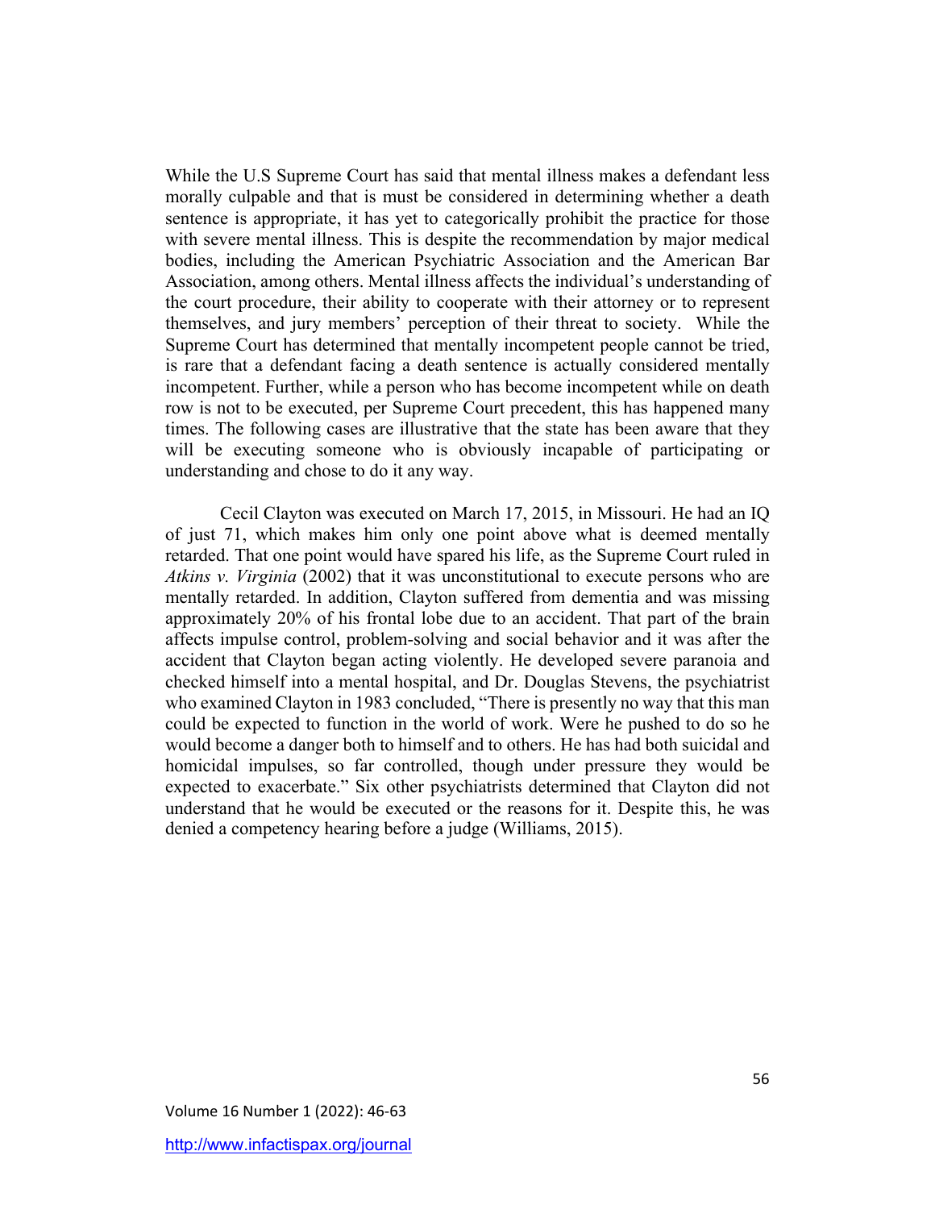While the U.S Supreme Court has said that mental illness makes a defendant less morally culpable and that is must be considered in determining whether a death sentence is appropriate, it has yet to categorically prohibit the practice for those with severe mental illness. This is despite the recommendation by major medical bodies, including the American Psychiatric Association and the American Bar Association, among others. Mental illness affects the individual's understanding of the court procedure, their ability to cooperate with their attorney or to represent themselves, and jury members' perception of their threat to society. While the Supreme Court has determined that mentally incompetent people cannot be tried, is rare that a defendant facing a death sentence is actually considered mentally incompetent. Further, while a person who has become incompetent while on death row is not to be executed, per Supreme Court precedent, this has happened many times. The following cases are illustrative that the state has been aware that they will be executing someone who is obviously incapable of participating or understanding and chose to do it any way.

Cecil Clayton was executed on March 17, 2015, in Missouri. He had an IQ of just 71, which makes him only one point above what is deemed mentally retarded. That one point would have spared his life, as the Supreme Court ruled in *Atkins v. Virginia* (2002) that it was unconstitutional to execute persons who are mentally retarded. In addition, Clayton suffered from dementia and was missing approximately 20% of his frontal lobe due to an accident. That part of the brain affects impulse control, problem-solving and social behavior and it was after the accident that Clayton began acting violently. He developed severe paranoia and checked himself into a mental hospital, and Dr. Douglas Stevens, the psychiatrist who examined Clayton in 1983 concluded, "There is presently no way that this man could be expected to function in the world of work. Were he pushed to do so he would become a danger both to himself and to others. He has had both suicidal and homicidal impulses, so far controlled, though under pressure they would be expected to exacerbate." Six other psychiatrists determined that Clayton did not understand that he would be executed or the reasons for it. Despite this, he was denied a competency hearing before a judge (Williams, 2015).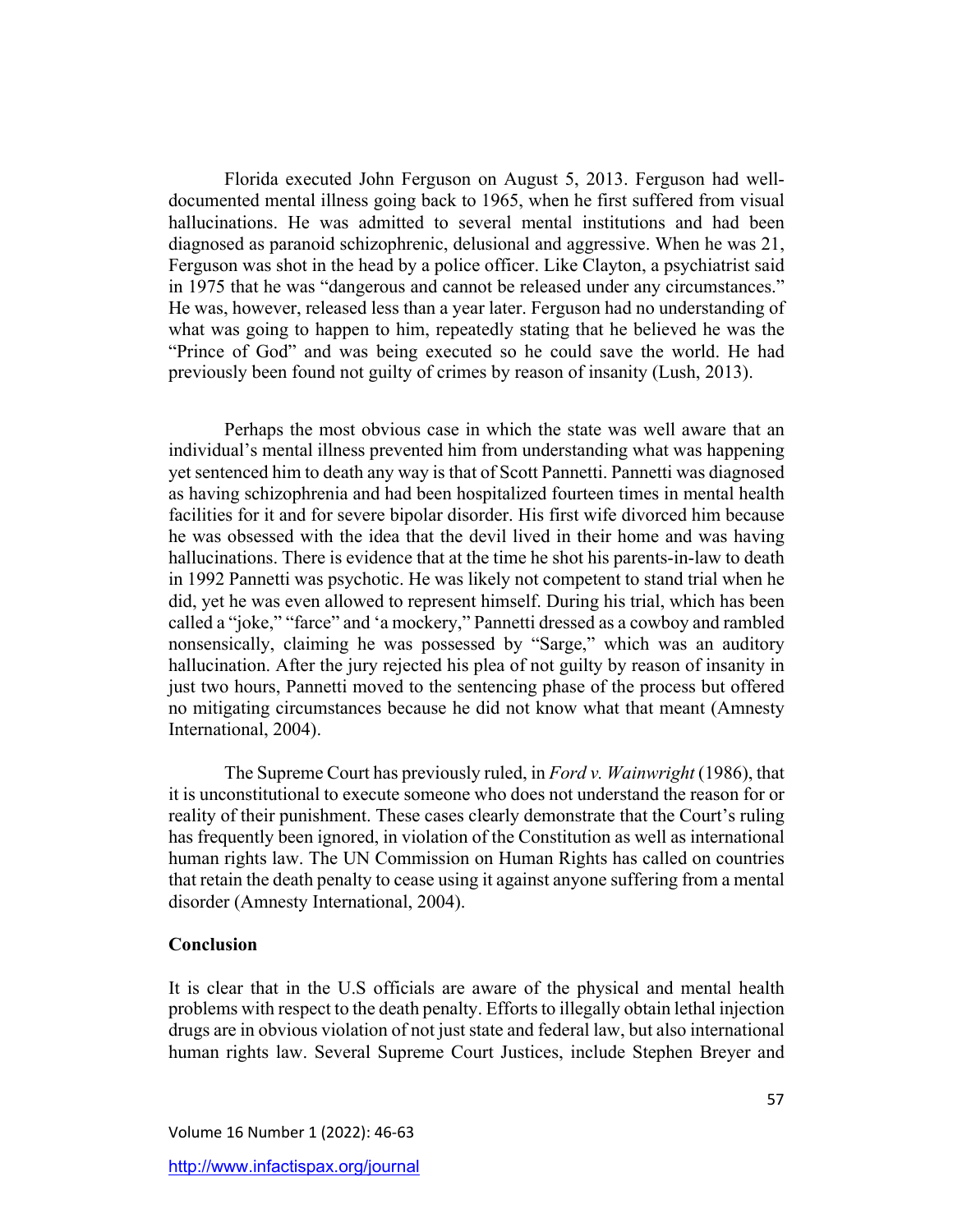Florida executed John Ferguson on August 5, 2013. Ferguson had well-documented mental illness going back to 1965, when he first suffered from visual hallucinations. He was admitted to several mental institutions and had been diagnosed as paranoid schizophrenic, delusional and aggressive. When he was 21, Ferguson was shot in the head by a police officer. Like Clayton, a psychiatrist said in 1975 that he was "dangerous and cannot be released under any circumstances." He was, however, released less than a year later. Ferguson had no understanding of what was going to happen to him, repeatedly stating that he believed he was the "Prince of God" and was being executed so he could save the world. He had previously been found not guilty of crimes by reason of insanity (Lush, 2013).

Perhaps the most obvious case in which the state was well aware that an individual's mental illness prevented him from understanding what was happening yet sentenced him to death any way is that of Scott Pannetti. Pannetti was diagnosed as having schizophrenia and had been hospitalized fourteen times in mental health facilities for it and for severe bipolar disorder. His first wife divorced him because he was obsessed with the idea that the devil lived in their home and was having hallucinations. There is evidence that at the time he shot his parents-in-law to death in 1992 Pannetti was psychotic. He was likely not competent to stand trial when he did, yet he was even allowed to represent himself. During his trial, which has been called a "joke," "farce" and 'a mockery," Pannetti dressed as a cowboy and rambled nonsensically, claiming he was possessed by "Sarge," which was an auditory hallucination. After the jury rejected his plea of not guilty by reason of insanity in just two hours, Pannetti moved to the sentencing phase of the process but offered no mitigating circumstances because he did not know what that meant (Amnesty International, 2004).

The Supreme Court has previously ruled, in *Ford v. Wainwright* (1986), that it is unconstitutional to execute someone who does not understand the reason for or reality of their punishment. These cases clearly demonstrate that the Court's ruling has frequently been ignored, in violation of the Constitution as well as international human rights law. The UN Commission on Human Rights has called on countries that retain the death penalty to cease using it against anyone suffering from a mental disorder (Amnesty International, 2004).

**Conclusion**

It is clear that in the U.S officials are aware of the physical and mental health problems with respect to the death penalty. Efforts to illegally obtain lethal injection drugs are in obvious violation of not just state and federal law, but also international human rights law. Several Supreme Court Justices, include Stephen Breyer and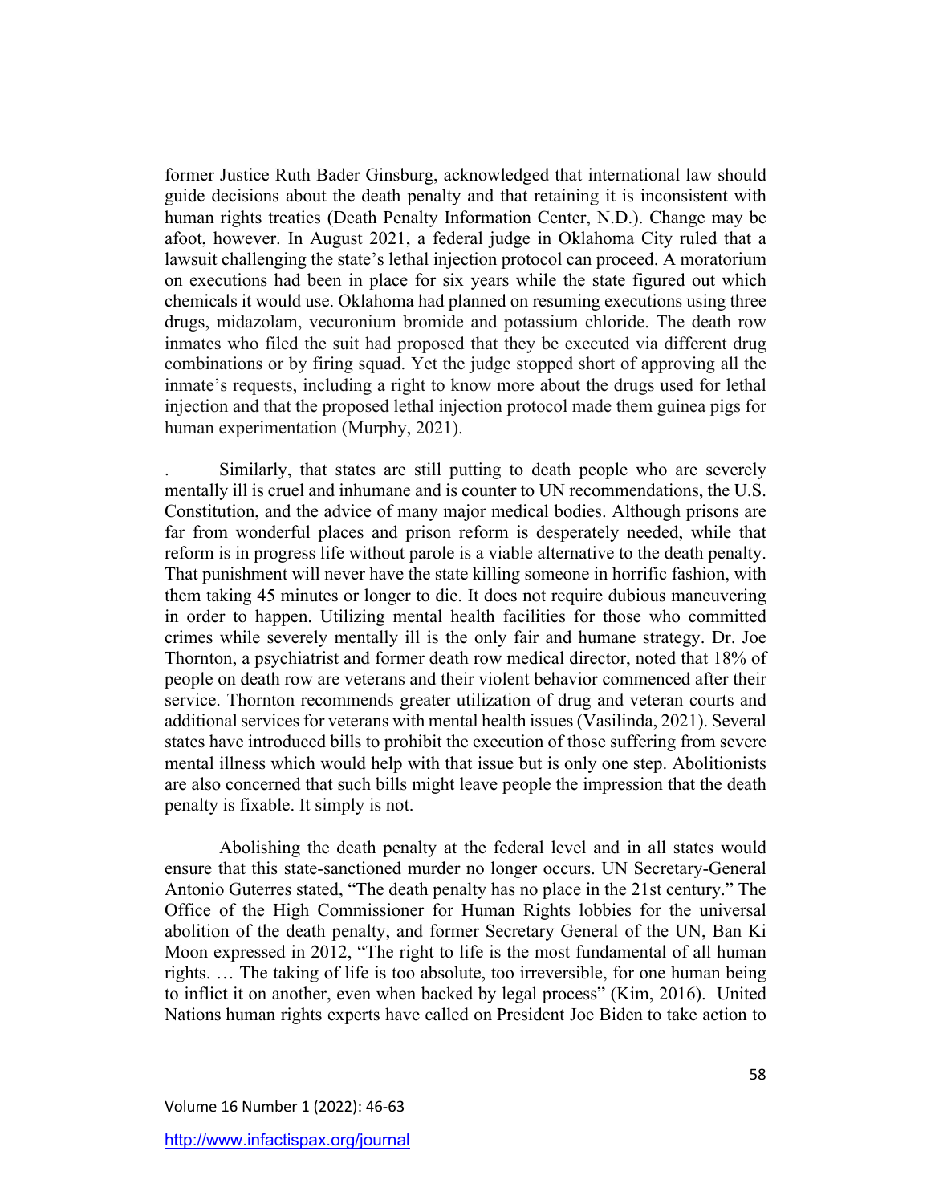former Justice Ruth Bader Ginsburg, acknowledged that international law should guide decisions about the death penalty and that retaining it is inconsistent with human rights treaties (Death Penalty Information Center, N.D.). Change may be afoot, however. In August 2021, a federal judge in Oklahoma City ruled that a lawsuit challenging the state's lethal injection protocol can proceed. A moratorium on executions had been in place for six years while the state figured out which chemicals it would use. Oklahoma had planned on resuming executions using three drugs, midazolam, vecuronium bromide and potassium chloride. The death row inmates who filed the suit had proposed that they be executed via different drug combinations or by firing squad. Yet the judge stopped short of approving all the inmate's requests, including a right to know more about the drugs used for lethal injection and that the proposed lethal injection protocol made them guinea pigs for human experimentation (Murphy, 2021).

. Similarly, that states are still putting to death people who are severely mentally ill is cruel and inhumane and is counter to UN recommendations, the U.S. Constitution, and the advice of many major medical bodies. Although prisons are far from wonderful places and prison reform is desperately needed, while that reform is in progress life without parole is a viable alternative to the death penalty. That punishment will never have the state killing someone in horrific fashion, with them taking 45 minutes or longer to die. It does not require dubious maneuvering in order to happen. Utilizing mental health facilities for those who committed crimes while severely mentally ill is the only fair and humane strategy. Dr. Joe Thornton, a psychiatrist and former death row medical director, noted that 18% of people on death row are veterans and their violent behavior commenced after their service. Thornton recommends greater utilization of drug and veteran courts and additional services for veterans with mental health issues (Vasilinda, 2021). Several states have introduced bills to prohibit the execution of those suffering from severe mental illness which would help with that issue but is only one step. Abolitionists are also concerned that such bills might leave people the impression that the death penalty is fixable. It simply is not.

Abolishing the death penalty at the federal level and in all states would ensure that this state-sanctioned murder no longer occurs. UN Secretary-General Antonio Guterres stated, "The death penalty has no place in the 21st century." The Office of the High Commissioner for Human Rights lobbies for the universal abolition of the death penalty, and former Secretary General of the UN, Ban Ki Moon expressed in 2012, "The right to life is the most fundamental of all human rights. … The taking of life is too absolute, too irreversible, for one human being to inflict it on another, even when backed by legal process" (Kim, 2016). United Nations human rights experts have called on President Joe Biden to take action to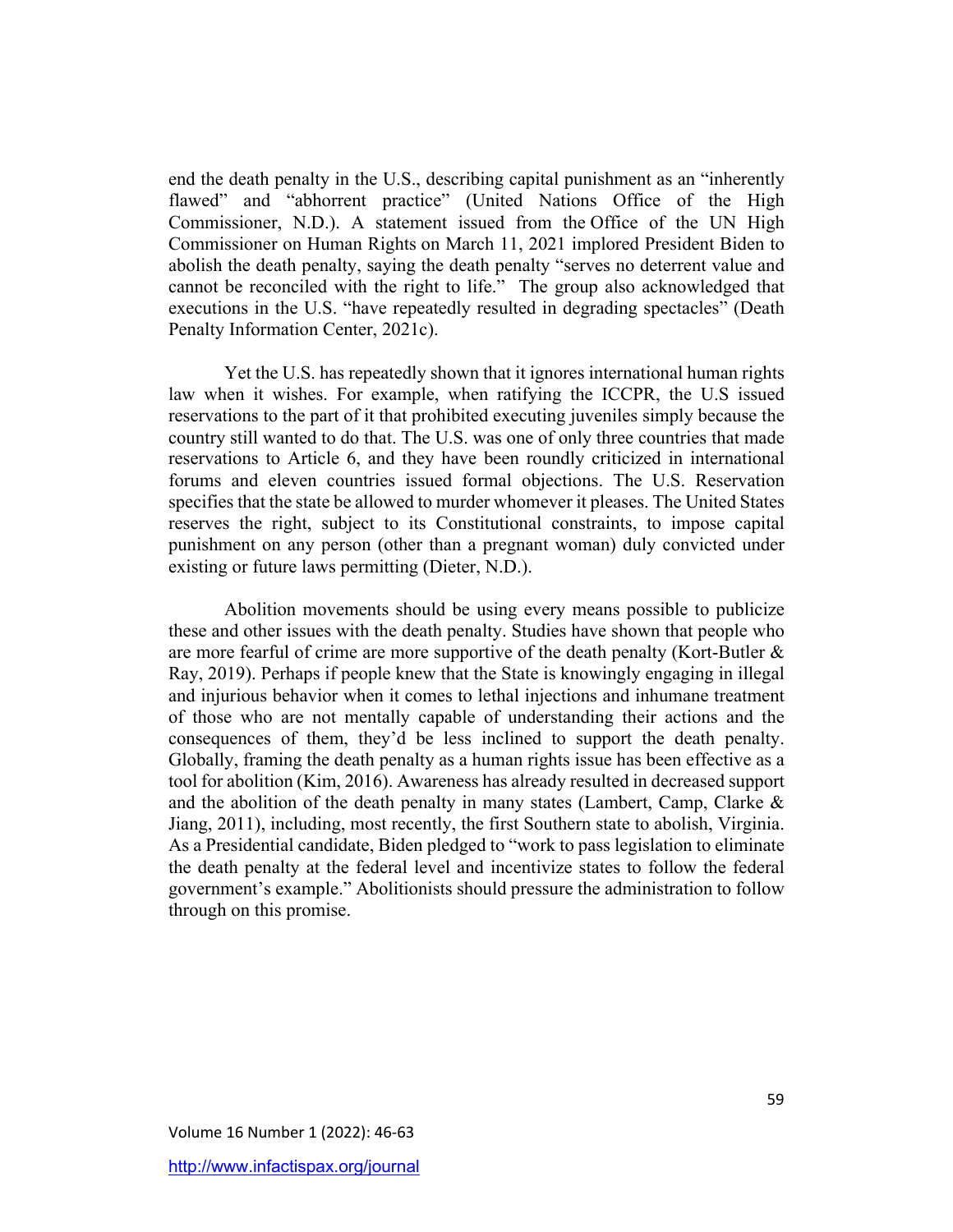end the death penalty in the U.S., describing capital punishment as an "inherently flawed" and "abhorrent practice" (United Nations Office of the High Commissioner, N.D.). A statement issued from the Office of the UN High Commissioner on Human Rights on March 11, 2021 implored President Biden to abolish the death penalty, saying the death penalty "serves no deterrent value and cannot be reconciled with the right to life." The group also acknowledged that executions in the U.S. "have repeatedly resulted in degrading spectacles" (Death Penalty Information Center, 2021c).

Yet the U.S. has repeatedly shown that it ignores international human rights law when it wishes. For example, when ratifying the ICCPR, the U.S issued reservations to the part of it that prohibited executing juveniles simply because the country still wanted to do that. The U.S. was one of only three countries that made reservations to Article 6, and they have been roundly criticized in international forums and eleven countries issued formal objections. The U.S. Reservation specifies that the state be allowed to murder whomever it pleases. The United States reserves the right, subject to its Constitutional constraints, to impose capital punishment on any person (other than a pregnant woman) duly convicted under existing or future laws permitting (Dieter, N.D.).

Abolition movements should be using every means possible to publicize these and other issues with the death penalty. Studies have shown that people who are more fearful of crime are more supportive of the death penalty (Kort-Butler & Ray, 2019). Perhaps if people knew that the State is knowingly engaging in illegal and injurious behavior when it comes to lethal injections and inhumane treatment of those who are not mentally capable of understanding their actions and the consequences of them, they'd be less inclined to support the death penalty. Globally, framing the death penalty as a human rights issue has been effective as a tool for abolition (Kim, 2016). Awareness has already resulted in decreased support and the abolition of the death penalty in many states (Lambert, Camp, Clarke & Jiang, 2011), including, most recently, the first Southern state to abolish, Virginia. As a Presidential candidate, Biden pledged to "work to pass legislation to eliminate the death penalty at the federal level and incentivize states to follow the federal government's example." Abolitionists should pressure the administration to follow through on this promise.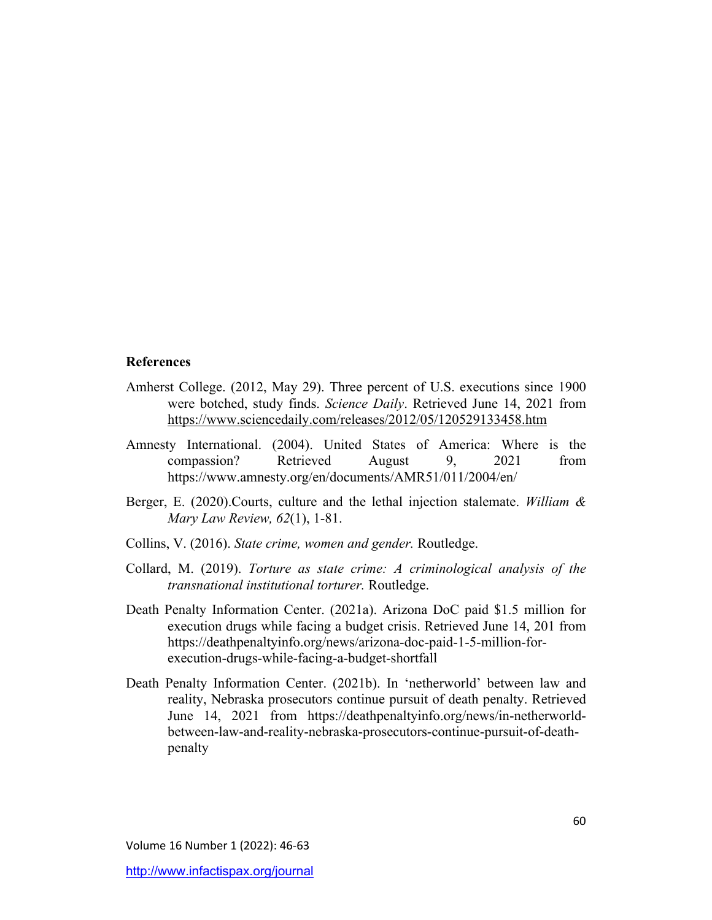**References**

Amherst College. (2012, May 29). Three percent of U.S. executions since 1900 were botched, study finds. *Science Daily*. Retrieved June 14, 2021 from https://www.sciencedaily.com/releases/2012/05/120529133458.htm

Amnesty International. (2004). United States of America: Where is the compassion? Retrieved August 9, 2021 from https://www.amnesty.org/en/documents/AMR51/011/2004/en/

Berger, E. (2020).Courts, culture and the lethal injection stalemate. *William & Mary Law Review, 62*(1), 1-81.

Collins, V. (2016). *State crime, women and gender.* Routledge.

Collard, M. (2019). *Torture as state crime: A criminological analysis of the transnational institutional torturer.* Routledge.

Death Penalty Information Center. (2021a). Arizona DoC paid $1.5 million for execution drugs while facing a budget crisis. Retrieved June 14, 201 from https://deathpenaltyinfo.org/news/arizona-doc-paid-1-5-million-for-execution-drugs-while-facing-a-budget-shortfall

Death Penalty Information Center. (2021b). In 'netherworld' between law and reality, Nebraska prosecutors continue pursuit of death penalty. Retrieved June 14, 2021 from https://deathpenaltyinfo.org/news/in-netherworld-between-law-and-reality-nebraska-prosecutors-continue-pursuit-of-death-penalty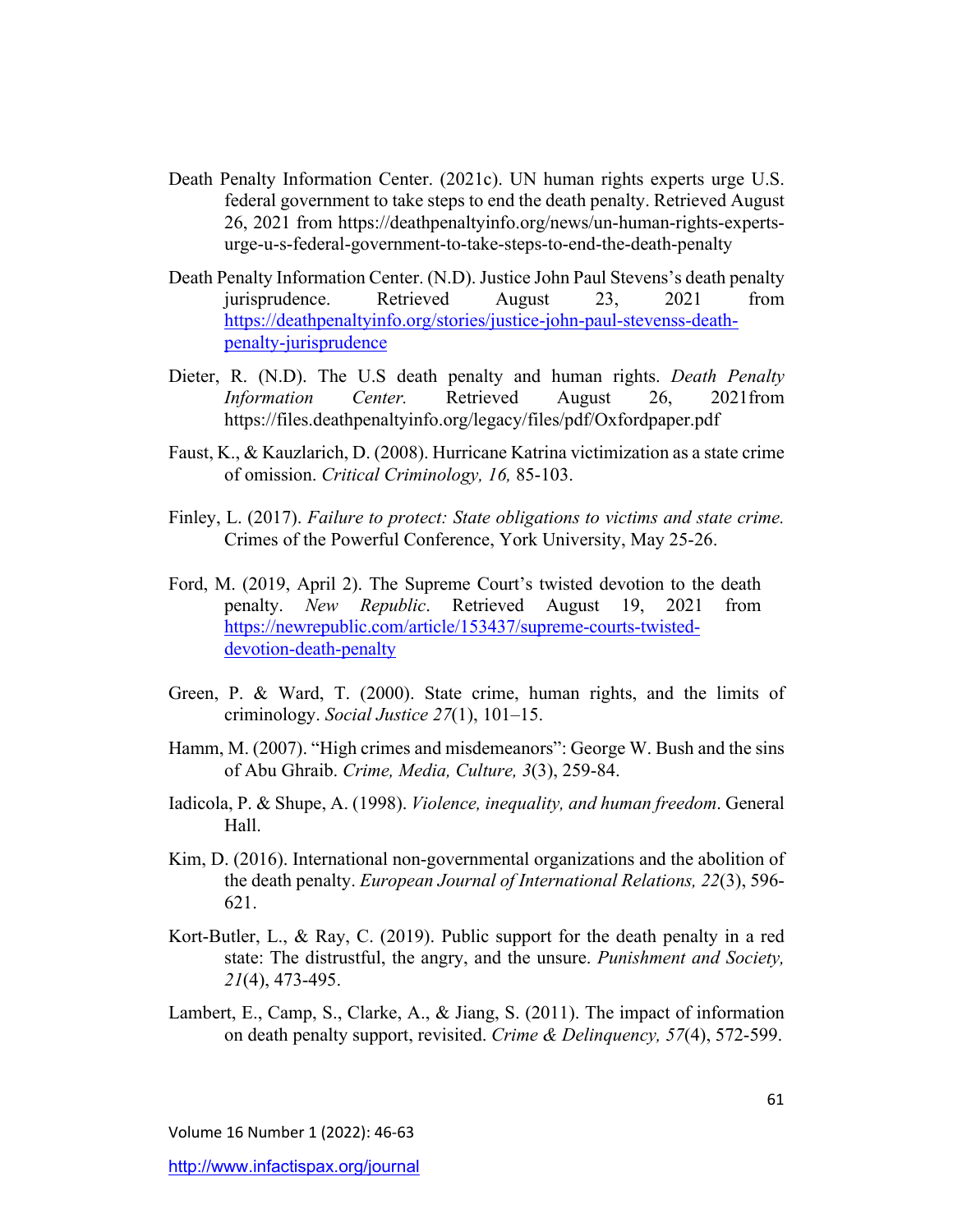Death Penalty Information Center. (2021c). UN human rights experts urge U.S. federal government to take steps to end the death penalty. Retrieved August 26, 2021 from https://deathpenaltyinfo.org/news/un-human-rights-experts-urge-u-s-federal-government-to-take-steps-to-end-the-death-penalty

Death Penalty Information Center. (N.D). Justice John Paul Stevens's death penalty jurisprudence. Retrieved August 23, 2021 from https://deathpenaltyinfo.org/stories/justice-john-paul-stevenss-death-penalty-jurisprudence

Dieter, R. (N.D). The U.S death penalty and human rights. *Death Penalty Information Center.* Retrieved August 26, 2021from https://files.deathpenaltyinfo.org/legacy/files/pdf/Oxfordpaper.pdf

Faust, K., & Kauzlarich, D. (2008). Hurricane Katrina victimization as a state crime of omission. *Critical Criminology, 16,* 85-103.

Finley, L. (2017). *Failure to protect: State obligations to victims and state crime.* Crimes of the Powerful Conference, York University, May 25-26.

Ford, M. (2019, April 2). The Supreme Court's twisted devotion to the death penalty. *New Republic*. Retrieved August 19, 2021 from https://newrepublic.com/article/153437/supreme-courts-twisted-devotion-death-penalty

Green, P. & Ward, T. (2000). State crime, human rights, and the limits of criminology. *Social Justice 27*(1), 101–15.

Hamm, M. (2007). "High crimes and misdemeanors": George W. Bush and the sins of Abu Ghraib. *Crime, Media, Culture, 3*(3), 259-84.

Iadicola, P. & Shupe, A. (1998). *Violence, inequality, and human freedom*. General Hall.

Kim, D. (2016). International non-governmental organizations and the abolition of the death penalty. *European Journal of International Relations, 22*(3), 596-621.

Kort-Butler, L., & Ray, C. (2019). Public support for the death penalty in a red state: The distrustful, the angry, and the unsure. *Punishment and Society, 21*(4), 473-495.

Lambert, E., Camp, S., Clarke, A., & Jiang, S. (2011). The impact of information on death penalty support, revisited. *Crime & Delinquency, 57*(4), 572-599.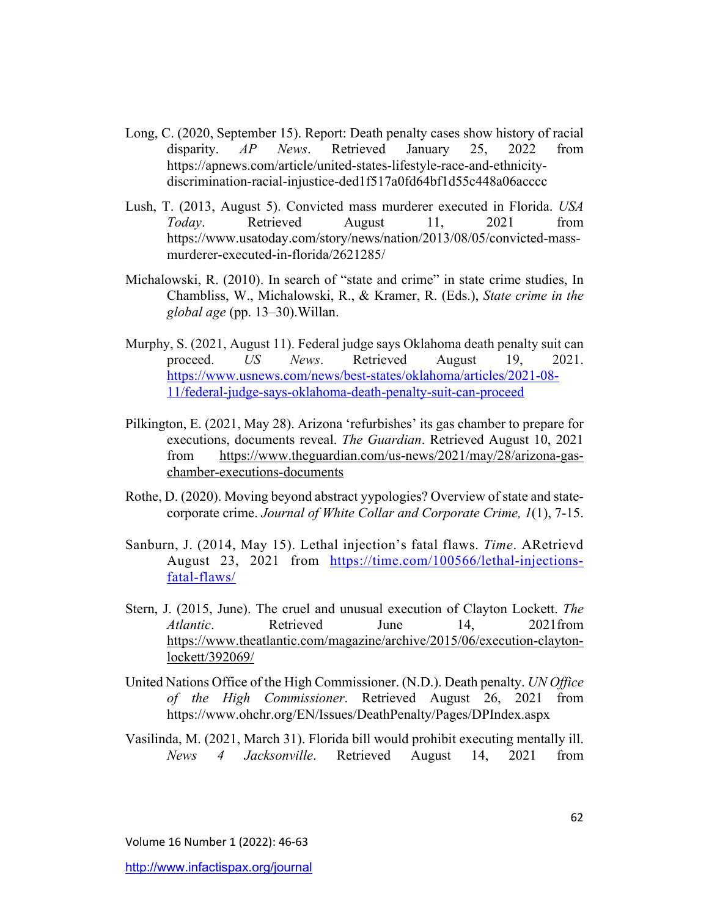Long, C. (2020, September 15). Report: Death penalty cases show history of racial disparity. *AP News*. Retrieved January 25, 2022 from https://apnews.com/article/united-states-lifestyle-race-and-ethnicity-discrimination-racial-injustice-ded1f517a0fd64bf1d55c448a06acccc

Lush, T. (2013, August 5). Convicted mass murderer executed in Florida. *USA Today*. Retrieved August 11, 2021 from https://www.usatoday.com/story/news/nation/2013/08/05/convicted-mass-murderer-executed-in-florida/2621285/

Michalowski, R. (2010). In search of "state and crime" in state crime studies, In Chambliss, W., Michalowski, R., & Kramer, R. (Eds.), *State crime in the global age* (pp. 13–30).Willan.

Murphy, S. (2021, August 11). Federal judge says Oklahoma death penalty suit can proceed. *US News*. Retrieved August 19, 2021. https://www.usnews.com/news/best-states/oklahoma/articles/2021-08-11/federal-judge-says-oklahoma-death-penalty-suit-can-proceed

Pilkington, E. (2021, May 28). Arizona 'refurbishes' its gas chamber to prepare for executions, documents reveal. *The Guardian*. Retrieved August 10, 2021 from https://www.theguardian.com/us-news/2021/may/28/arizona-gas-chamber-executions-documents

Rothe, D. (2020). Moving beyond abstract yypologies? Overview of state and state-corporate crime. *Journal of White Collar and Corporate Crime, 1*(1), 7-15.

Sanburn, J. (2014, May 15). Lethal injection's fatal flaws. *Time*. ARetrievd August 23, 2021 from https://time.com/100566/lethal-injections-fatal-flaws/

Stern, J. (2015, June). The cruel and unusual execution of Clayton Lockett. *The Atlantic*. Retrieved June 14, 2021from https://www.theatlantic.com/magazine/archive/2015/06/execution-clayton-lockett/392069/

United Nations Office of the High Commissioner. (N.D.). Death penalty. *UN Office of the High Commissioner*. Retrieved August 26, 2021 from https://www.ohchr.org/EN/Issues/DeathPenalty/Pages/DPIndex.aspx

Vasilinda, M. (2021, March 31). Florida bill would prohibit executing mentally ill. *News 4 Jacksonville*. Retrieved August 14, 2021 from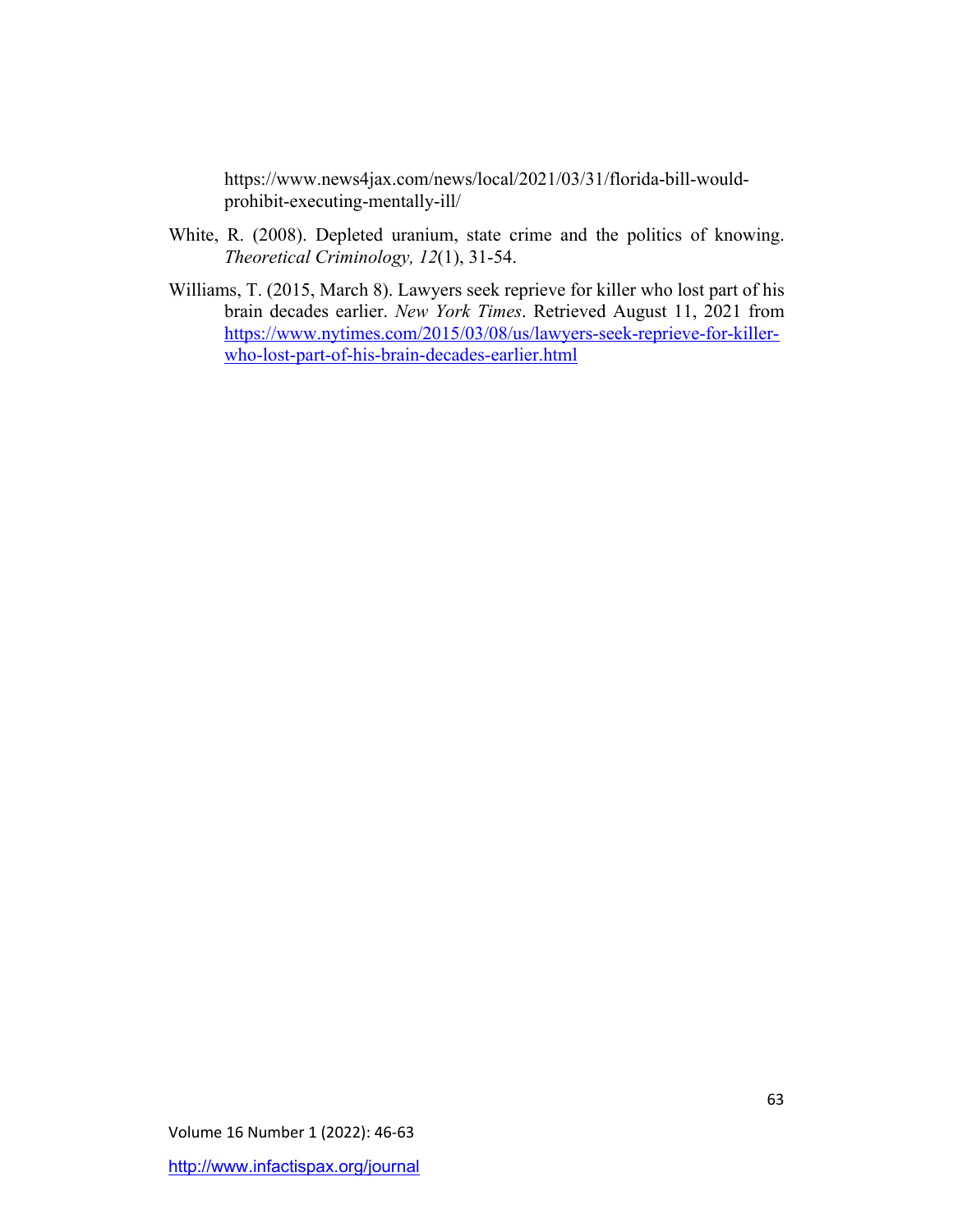https://www.news4jax.com/news/local/2021/03/31/florida-bill-would-prohibit-executing-mentally-ill/

White, R. (2008). Depleted uranium, state crime and the politics of knowing. *Theoretical Criminology, 12*(1), 31-54.

Williams, T. (2015, March 8). Lawyers seek reprieve for killer who lost part of his brain decades earlier. *New York Times*. Retrieved August 11, 2021 from https://www.nytimes.com/2015/03/08/us/lawyers-seek-reprieve-for-killer-who-lost-part-of-his-brain-decades-earlier.html